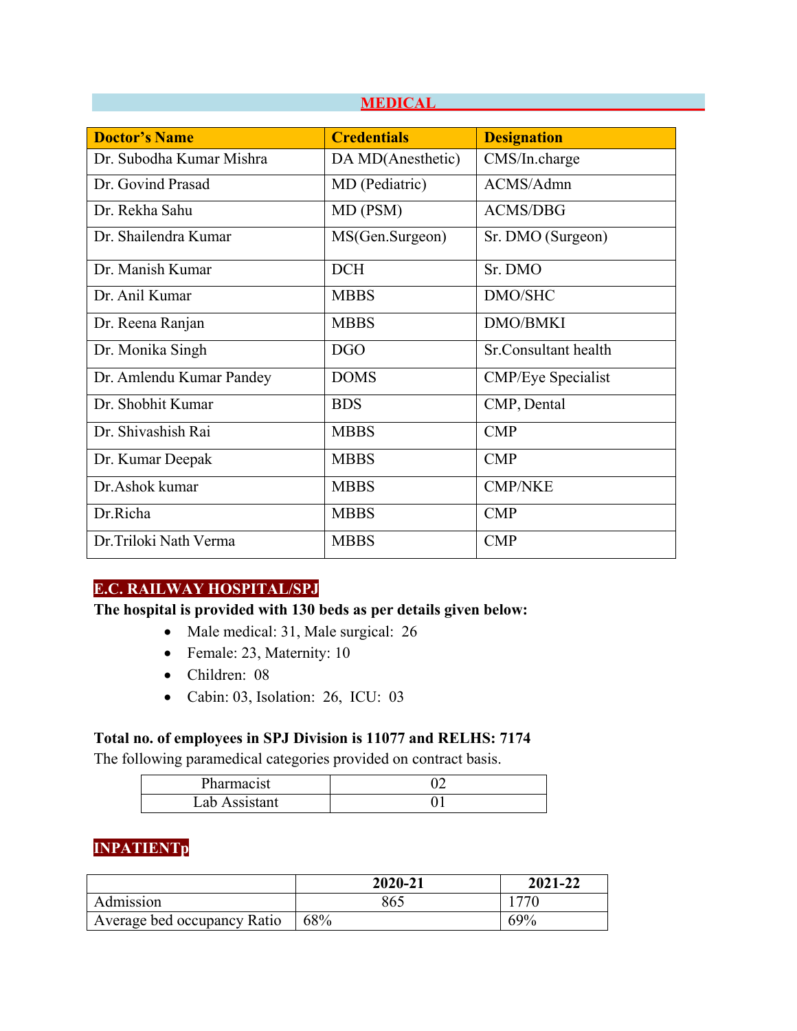## MEDICAL

| Doctor's Name | Credentials | Designation |
|---|---|---|
| Dr. Subodha Kumar Mishra | DA MD(Anesthetic) | CMS/In.charge |
| Dr. Govind Prasad | MD (Pediatric) | ACMS/Admn |
| Dr. Rekha Sahu | MD (PSM) | ACMS/DBG |
| Dr. Shailendra Kumar | MS(Gen.Surgeon) | Sr. DMO (Surgeon) |
| Dr. Manish Kumar | DCH | Sr. DMO |
| Dr. Anil Kumar | MBBS | DMO/SHC |
| Dr. Reena Ranjan | MBBS | DMO/BMKI |
| Dr. Monika Singh | DGO | Sr.Consultant health |
| Dr. Amlendu Kumar Pandey | DOMS | CMP/Eye Specialist |
| Dr. Shobhit Kumar | BDS | CMP, Dental |
| Dr. Shivashish Rai | MBBS | CMP |
| Dr. Kumar Deepak | MBBS | CMP |
| Dr.Ashok kumar | MBBS | CMP/NKE |
| Dr.Richa | MBBS | CMP |
| Dr.Triloki Nath Verma | MBBS | CMP |

## E.C. RAILWAY HOSPITAL/SPJ

**The hospital is provided with 130 beds as per details given below:**

- Male medical: 31, Male surgical: 26
- Female: 23, Maternity: 10
- Children: 08
- Cabin: 03, Isolation: 26, ICU: 03

**Total no. of employees in SPJ Division is 11077 and RELHS: 7174**

The following paramedical categories provided on contract basis.

| Pharmacist | 02 |
|---|---|
| Lab Assistant | 01 |

## INPATIENTp

| | 2020-21 | 2021-22 |
|---|---|---|
| Admission | 865 | 1770 |
| Average bed occupancy Ratio | 68% | 69% |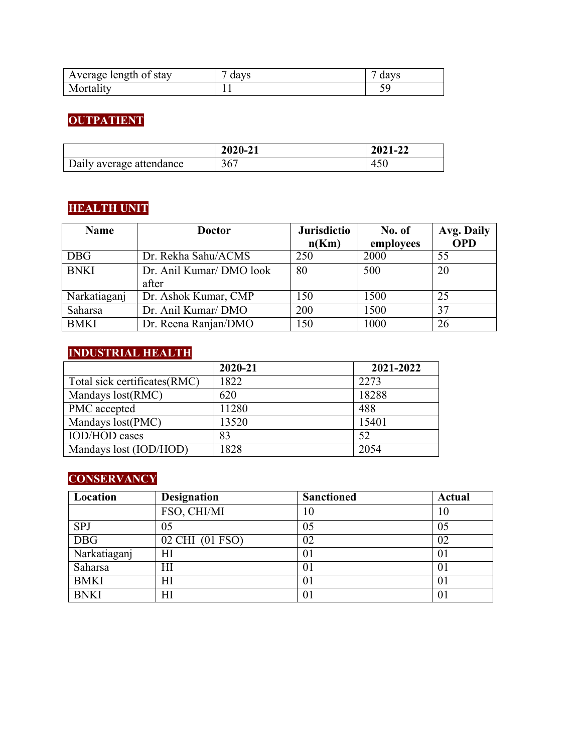| Average length of stay | 7 days | 7 days |
|---|---|---|
| Mortality | 11 | 59 |

## OUTPATIENT

| | 2020-21 | 2021-22 |
|---|---|---|
| Daily average attendance | 367 | 450 |

## HEALTH UNIT

| Name | Doctor | Jurisdiction(Km) | No. of employees | Avg. Daily OPD |
|---|---|---|---|---|
| DBG | Dr. Rekha Sahu/ACMS | 250 | 2000 | 55 |
| BNKI | Dr. Anil Kumar/ DMO look after | 80 | 500 | 20 |
| Narkatiaganj | Dr. Ashok Kumar, CMP | 150 | 1500 | 25 |
| Saharsa | Dr. Anil Kumar/ DMO | 200 | 1500 | 37 |
| BMKI | Dr. Reena Ranjan/DMO | 150 | 1000 | 26 |

## INDUSTRIAL HEALTH

| | 2020-21 | 2021-2022 |
|---|---|---|
| Total sick certificates(RMC) | 1822 | 2273 |
| Mandays lost(RMC) | 620 | 18288 |
| PMC accepted | 11280 | 488 |
| Mandays lost(PMC) | 13520 | 15401 |
| IOD/HOD cases | 83 | 52 |
| Mandays lost (IOD/HOD) | 1828 | 2054 |

## CONSERVANCY

| Location | Designation | Sanctioned | Actual |
|---|---|---|---|
| | FSO, CHI/MI | 10 | 10 |
| SPJ | 05 | 05 | 05 |
| DBG | 02 CHI (01 FSO) | 02 | 02 |
| Narkatiaganj | HI | 01 | 01 |
| Saharsa | HI | 01 | 01 |
| BMKI | HI | 01 | 01 |
| BNKI | HI | 01 | 01 |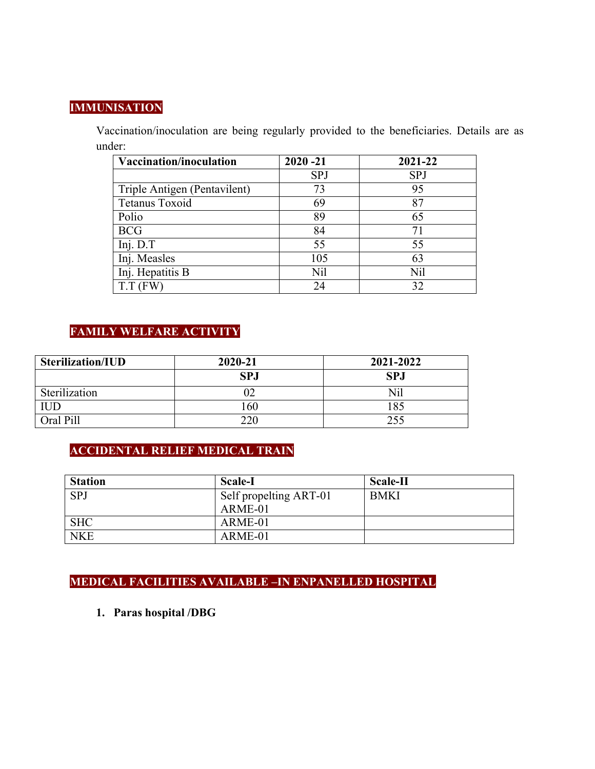## IMMUNISATION

Vaccination/inoculation are being regularly provided to the beneficiaries. Details are as under:

| Vaccination/inoculation | 2020 -21 | 2021-22 |
|---|---|---|
| | SPJ | SPJ |
| Triple Antigen (Pentavilent) | 73 | 95 |
| Tetanus Toxoid | 69 | 87 |
| Polio | 89 | 65 |
| BCG | 84 | 71 |
| Inj. D.T | 55 | 55 |
| Inj. Measles | 105 | 63 |
| Inj. Hepatitis B | Nil | Nil |
| T.T (FW) | 24 | 32 |

## FAMILY WELFARE ACTIVITY

| Sterilization/IUD | 2020-21 | 2021-2022 |
|---|---|---|
| | **SPJ** | **SPJ** |
| Sterilization | 02 | Nil |
| IUD | 160 | 185 |
| Oral Pill | 220 | 255 |

## ACCIDENTAL RELIEF MEDICAL TRAIN

| Station | Scale-I | Scale-II |
|---|---|---|
| SPJ | Self propelting ART-01<br>ARME-01 | BMKI |
| SHC | ARME-01 | |
| NKE | ARME-01 | |

## MEDICAL FACILITIES AVAILABLE –IN ENPANELLED HOSPITAL

1. **Paras hospital /DBG**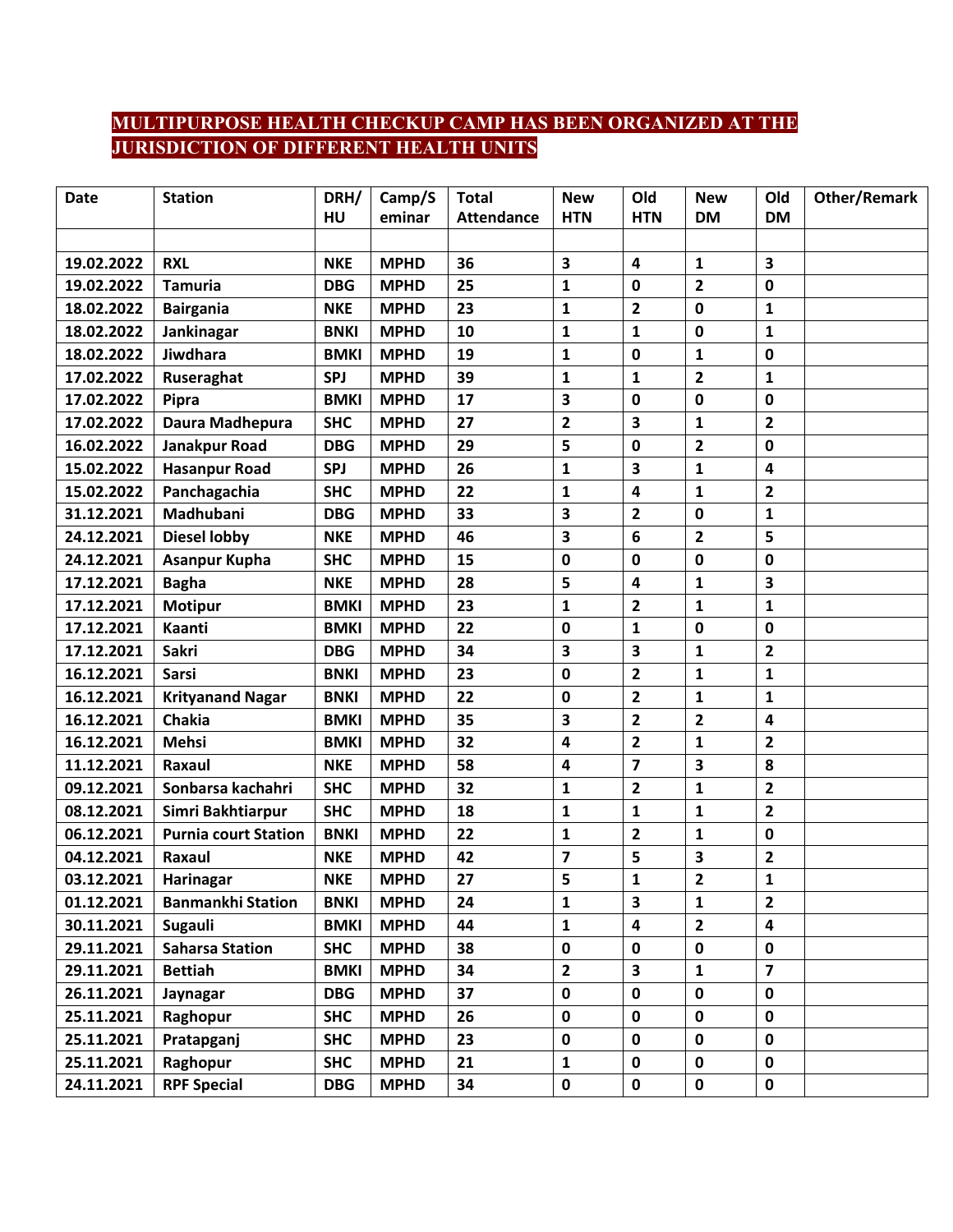## MULTIPURPOSE HEALTH CHECKUP CAMP HAS BEEN ORGANIZED AT THE JURISDICTION OF DIFFERENT HEALTH UNITS

| Date | Station | DRH/HU | Camp/Seminar | Total Attendance | New HTN | Old HTN | New DM | Old DM | Other/Remark |
|---|---|---|---|---|---|---|---|---|---|
| | | | | | | | | | |
| 19.02.2022 | RXL | NKE | MPHD | 36 | 3 | 4 | 1 | 3 | |
| 19.02.2022 | Tamuria | DBG | MPHD | 25 | 1 | 0 | 2 | 0 | |
| 18.02.2022 | Bairgania | NKE | MPHD | 23 | 1 | 2 | 0 | 1 | |
| 18.02.2022 | Jankinagar | BNKI | MPHD | 10 | 1 | 1 | 0 | 1 | |
| 18.02.2022 | Jiwdhara | BMKI | MPHD | 19 | 1 | 0 | 1 | 0 | |
| 17.02.2022 | Ruseraghat | SPJ | MPHD | 39 | 1 | 1 | 2 | 1 | |
| 17.02.2022 | Pipra | BMKI | MPHD | 17 | 3 | 0 | 0 | 0 | |
| 17.02.2022 | Daura Madhepura | SHC | MPHD | 27 | 2 | 3 | 1 | 2 | |
| 16.02.2022 | Janakpur Road | DBG | MPHD | 29 | 5 | 0 | 2 | 0 | |
| 15.02.2022 | Hasanpur Road | SPJ | MPHD | 26 | 1 | 3 | 1 | 4 | |
| 15.02.2022 | Panchagachia | SHC | MPHD | 22 | 1 | 4 | 1 | 2 | |
| 31.12.2021 | Madhubani | DBG | MPHD | 33 | 3 | 2 | 0 | 1 | |
| 24.12.2021 | Diesel lobby | NKE | MPHD | 46 | 3 | 6 | 2 | 5 | |
| 24.12.2021 | Asanpur Kupha | SHC | MPHD | 15 | 0 | 0 | 0 | 0 | |
| 17.12.2021 | Bagha | NKE | MPHD | 28 | 5 | 4 | 1 | 3 | |
| 17.12.2021 | Motipur | BMKI | MPHD | 23 | 1 | 2 | 1 | 1 | |
| 17.12.2021 | Kaanti | BMKI | MPHD | 22 | 0 | 1 | 0 | 0 | |
| 17.12.2021 | Sakri | DBG | MPHD | 34 | 3 | 3 | 1 | 2 | |
| 16.12.2021 | Sarsi | BNKI | MPHD | 23 | 0 | 2 | 1 | 1 | |
| 16.12.2021 | Krityanand Nagar | BNKI | MPHD | 22 | 0 | 2 | 1 | 1 | |
| 16.12.2021 | Chakia | BMKI | MPHD | 35 | 3 | 2 | 2 | 4 | |
| 16.12.2021 | Mehsi | BMKI | MPHD | 32 | 4 | 2 | 1 | 2 | |
| 11.12.2021 | Raxaul | NKE | MPHD | 58 | 4 | 7 | 3 | 8 | |
| 09.12.2021 | Sonbarsa kachahri | SHC | MPHD | 32 | 1 | 2 | 1 | 2 | |
| 08.12.2021 | Simri Bakhtiarpur | SHC | MPHD | 18 | 1 | 1 | 1 | 2 | |
| 06.12.2021 | Purnia court Station | BNKI | MPHD | 22 | 1 | 2 | 1 | 0 | |
| 04.12.2021 | Raxaul | NKE | MPHD | 42 | 7 | 5 | 3 | 2 | |
| 03.12.2021 | Harinagar | NKE | MPHD | 27 | 5 | 1 | 2 | 1 | |
| 01.12.2021 | Banmankhi Station | BNKI | MPHD | 24 | 1 | 3 | 1 | 2 | |
| 30.11.2021 | Sugauli | BMKI | MPHD | 44 | 1 | 4 | 2 | 4 | |
| 29.11.2021 | Saharsa Station | SHC | MPHD | 38 | 0 | 0 | 0 | 0 | |
| 29.11.2021 | Bettiah | BMKI | MPHD | 34 | 2 | 3 | 1 | 7 | |
| 26.11.2021 | Jaynagar | DBG | MPHD | 37 | 0 | 0 | 0 | 0 | |
| 25.11.2021 | Raghopur | SHC | MPHD | 26 | 0 | 0 | 0 | 0 | |
| 25.11.2021 | Pratapganj | SHC | MPHD | 23 | 0 | 0 | 0 | 0 | |
| 25.11.2021 | Raghopur | SHC | MPHD | 21 | 1 | 0 | 0 | 0 | |
| 24.11.2021 | RPF Special | DBG | MPHD | 34 | 0 | 0 | 0 | 0 | |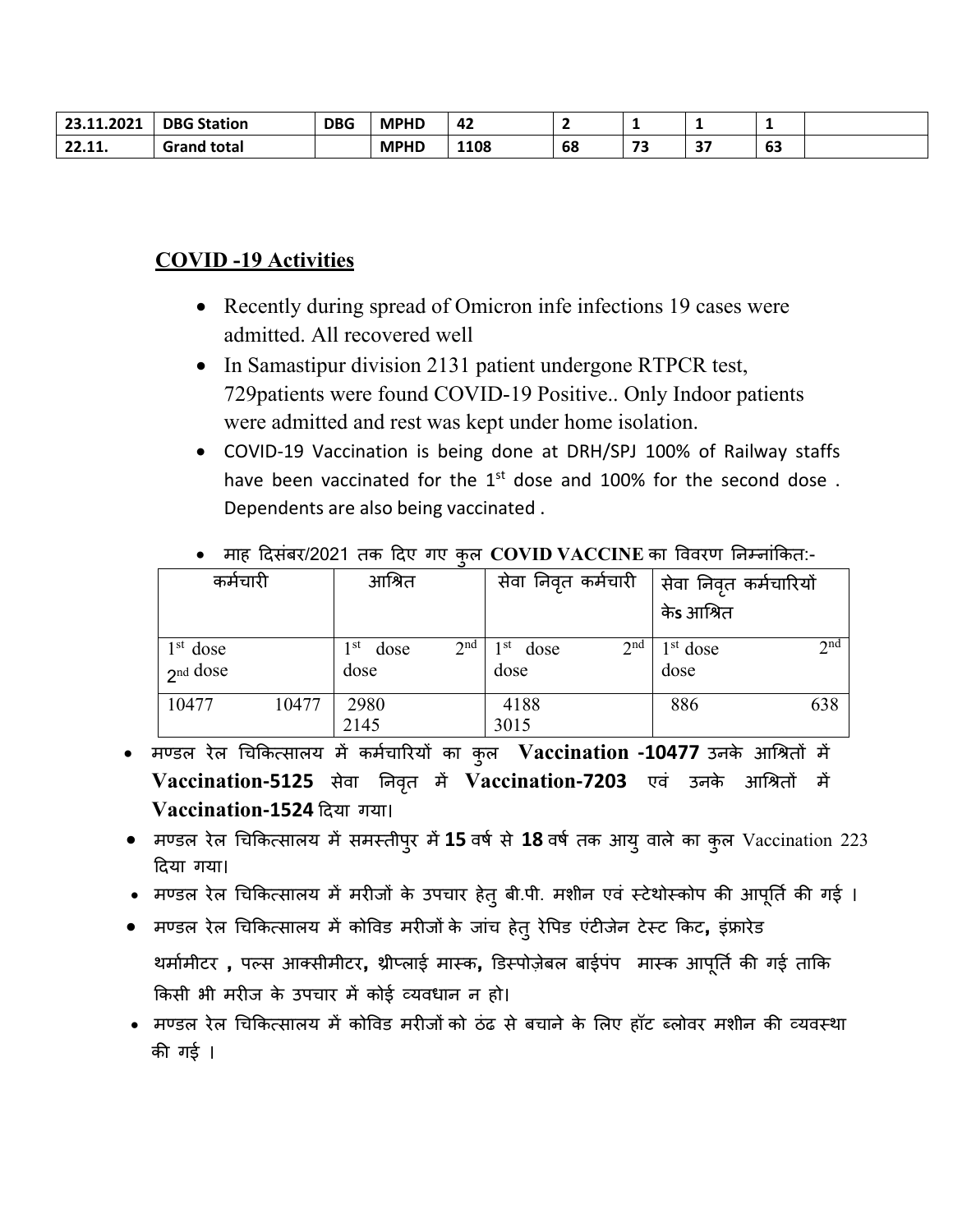| 23.11.2021 | DBG Station | DBG | MPHD | 42 | 2 | 1 | 1 | 1 | |
|---|---|---|---|---|---|---|---|---|---|
| 22.11. | Grand total | | MPHD | 1108 | 68 | 73 | 37 | 63 | |

## COVID -19 Activities

- Recently during spread of Omicron infe infections 19 cases were admitted. All recovered well
- In Samastipur division 2131 patient undergone RTPCR test, 729patients were found COVID-19 Positive.. Only Indoor patients were admitted and rest was kept under home isolation.
- COVID-19 Vaccination is being done at DRH/SPJ 100% of Railway staffs have been vaccinated for the 1st dose and 100% for the second dose . Dependents are also being vaccinated .
- माह दिसंबर/2021 तक दिए गए कुल **COVID VACCINE** का विवरण निम्नांकित:-

| कर्मचारी | आश्रित | सेवा निवृत कर्मचारी | सेवा निवृत कर्मचारियों केs आश्रित |
|---|---|---|---|
| 1st dose 2nd dose | 1st dose 2nd dose | 1st dose 2nd dose | 1st dose 2nd dose |
| 10477 10477 | 2980 2145 | 4188 3015 | 886 638 |

- मण्डल रेल चिकित्सालय में कर्मचारियों का कुल **Vaccination -10477** उनके आश्रितों में **Vaccination-5125** सेवा निवृत में **Vaccination-7203** एवं उनके आश्रितों में **Vaccination-1524** दिया गया।
- मण्डल रेल चिकित्सालय में समस्तीपुर में **15** वर्ष से **18** वर्ष तक आयु वाले का कुल Vaccination 223 दिया गया।
- मण्डल रेल चिकित्सालय में मरीजों के उपचार हेतु बी.पी. मशीन एवं स्टेथोस्कोप की आपूर्ति की गई ।
- मण्डल रेल चिकित्सालय में कोविड मरीजों के जांच हेतु रेपिड एंटीजेन टेस्ट किट**,** इंफ्रारेड थर्मामीटर **,** पल्स आक्सीमीटर**,** थ्रीप्लाई मास्क**,** डिस्पोज़ेबल बाईपंप मास्क आपूर्ति की गई ताकि किसी भी मरीज के उपचार में कोई व्यवधान न हो।
- मण्डल रेल चिकित्सालय में कोविड मरीजों को ठंढ से बचाने के लिए हॉट ब्लोवर मशीन की व्यवस्था की गई ।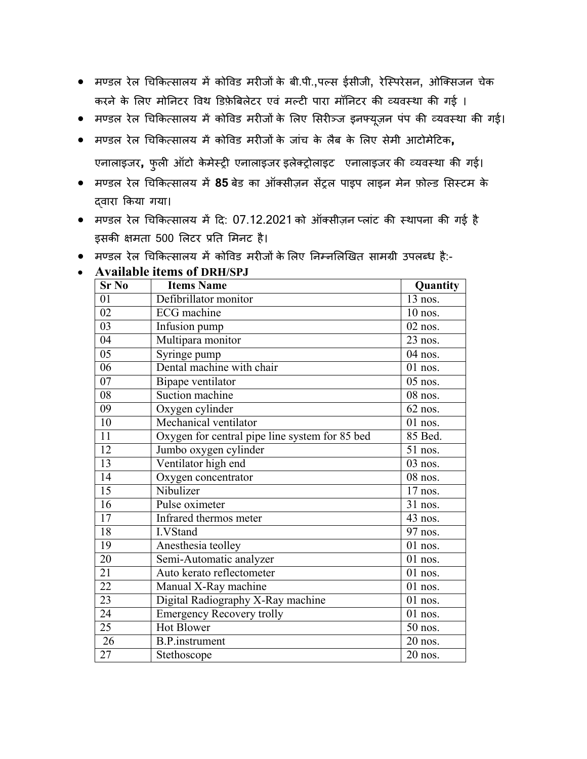- मण्डल रेल चिकित्सालय में कोविड मरीजों के बी.पी.,पल्स ईसीजी, रेस्पिरेसन, ओक्सिजन चेक करने के लिए मोनिटर विथ डिफ़ेबिलेटर एवं मल्टी पारा मॉनिटर की व्यवस्था की गई ।
- मण्डल रेल चिकित्सालय में कोविड मरीजों के लिए सिरीञ्ज इनफ्यूज़न पंप की व्यवस्था की गई।
- मण्डल रेल चिकित्सालय में कोविड मरीजों के जांच के लैब के लिए सेमी आटोमेटिक, एनालाइजर, फुली ऑटो केमेस्ट्री एनालाइजर इलेक्ट्रोलाइट एनालाइजर की व्यवस्था की गई।
- मण्डल रेल चिकित्सालय में **85** बेड का ऑक्सीज़न सेंट्रल पाइप लाइन मेन फ़ोल्ड सिस्टम के द्वारा किया गया।
- मण्डल रेल चिकित्सालय में दि: 07.12.2021 को ऑक्सीज़न प्लांट की स्थापना की गई है इसकी क्षमता 500 लिटर प्रति मिनट है।
- मण्डल रेल चिकित्सालय में कोविड मरीजों के लिए निम्नलिखित सामग्री उपलब्ध है:-
- **Available items of DRH/SPJ**

| Sr No | Items Name | Quantity |
|---|---|---|
| 01 | Defibrillator monitor | 13 nos. |
| 02 | ECG machine | 10 nos. |
| 03 | Infusion pump | 02 nos. |
| 04 | Multipara monitor | 23 nos. |
| 05 | Syringe pump | 04 nos. |
| 06 | Dental machine with chair | 01 nos. |
| 07 | Bipape ventilator | 05 nos. |
| 08 | Suction machine | 08 nos. |
| 09 | Oxygen cylinder | 62 nos. |
| 10 | Mechanical ventilator | 01 nos. |
| 11 | Oxygen for central pipe line system for 85 bed | 85 Bed. |
| 12 | Jumbo oxygen cylinder | 51 nos. |
| 13 | Ventilator high end | 03 nos. |
| 14 | Oxygen concentrator | 08 nos. |
| 15 | Nibulizer | 17 nos. |
| 16 | Pulse oximeter | 31 nos. |
| 17 | Infrared thermos meter | 43 nos. |
| 18 | I.VStand | 97 nos. |
| 19 | Anesthesia teolley | 01 nos. |
| 20 | Semi-Automatic analyzer | 01 nos. |
| 21 | Auto kerato reflectometer | 01 nos. |
| 22 | Manual X-Ray machine | 01 nos. |
| 23 | Digital Radiography X-Ray machine | 01 nos. |
| 24 | Emergency Recovery trolly | 01 nos. |
| 25 | Hot Blower | 50 nos. |
| 26 | B.P.instrument | 20 nos. |
| 27 | Stethoscope | 20 nos. |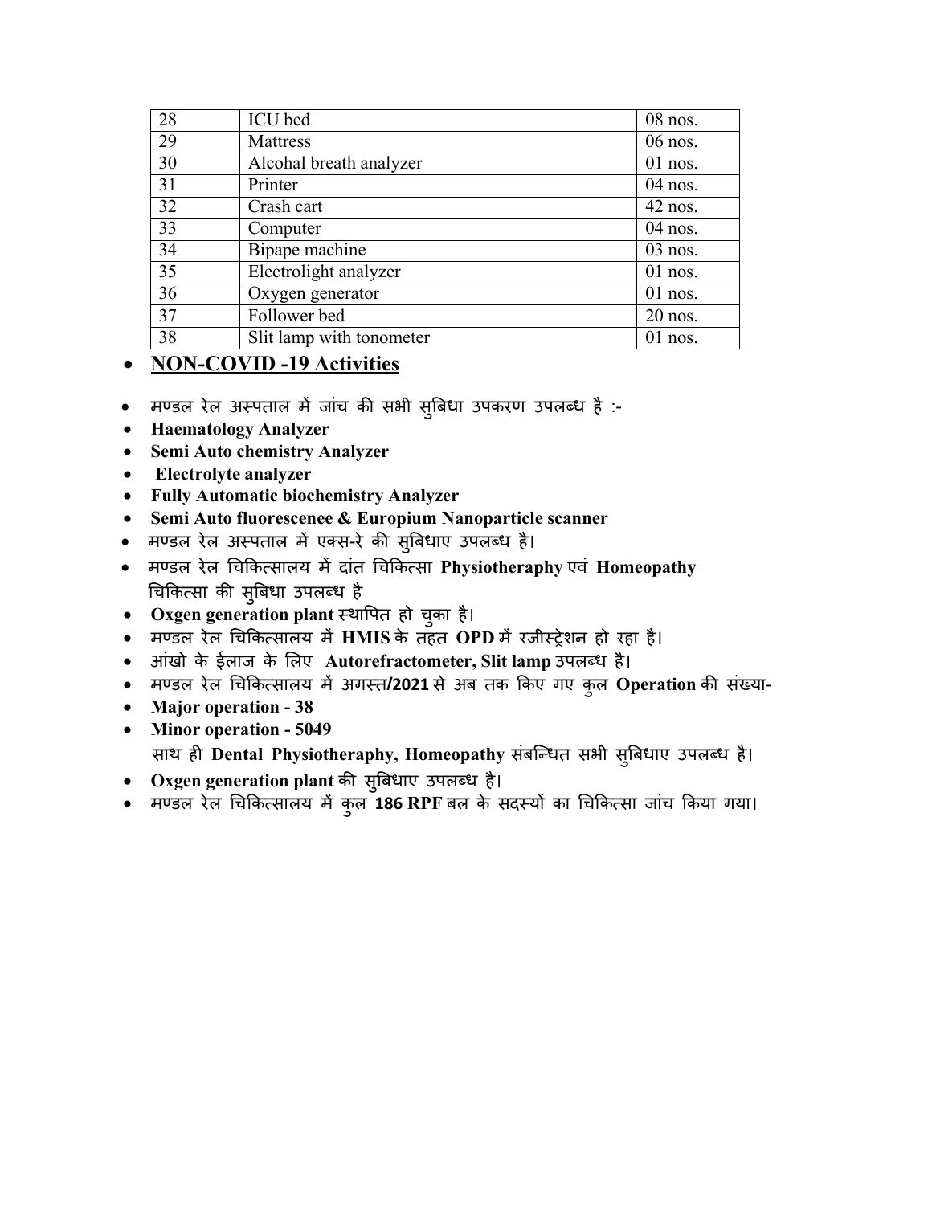| | | |
|---|---|---|
| 28 | ICU bed | 08 nos. |
| 29 | Mattress | 06 nos. |
| 30 | Alcohal breath analyzer | 01 nos. |
| 31 | Printer | 04 nos. |
| 32 | Crash cart | 42 nos. |
| 33 | Computer | 04 nos. |
| 34 | Bipape machine | 03 nos. |
| 35 | Electrolight analyzer | 01 nos. |
| 36 | Oxygen generator | 01 nos. |
| 37 | Follower bed | 20 nos. |
| 38 | Slit lamp with tonometer | 01 nos. |

- **NON-COVID -19 Activities**

- मण्डल रेल अस्पताल में जांच की सभी सुबिधा उपकरण उपलब्ध है :-
- **Haematology Analyzer**
- **Semi Auto chemistry Analyzer**
- **Electrolyte analyzer**
- **Fully Automatic biochemistry Analyzer**
- **Semi Auto fluorescenee & Europium Nanoparticle scanner**
- मण्डल रेल अस्पताल में एक्स-रे की सुबिधाए उपलब्ध है।
- मण्डल रेल चिकित्सालय में दांत चिकित्सा **Physiotheraphy** एवं **Homeopathy** चिकित्सा की सुबिधा उपलब्ध है
- **Oxgen generation plant** स्थापित हो चुका है।
- मण्डल रेल चिकित्सालय में **HMIS** के तहत **OPD** में रजीस्ट्रेशन हो रहा है।
- आंखो के ईलाज के लिए **Autorefractometer, Slit lamp** उपलब्ध है।
- मण्डल रेल चिकित्सालय में अगस्त/**2021** से अब तक किए गए कुल **Operation** की संख्या-
- **Major operation - 38**
- **Minor operation - 5049**

  साथ ही **Dental Physiotheraphy, Homeopathy** संबन्धित सभी सुबिधाए उपलब्ध है।
- **Oxgen generation plant** की सुबिधाए उपलब्ध है।
- मण्डल रेल चिकित्सालय में कुल **186 RPF** बल के सदस्यों का चिकित्सा जांच किया गया।